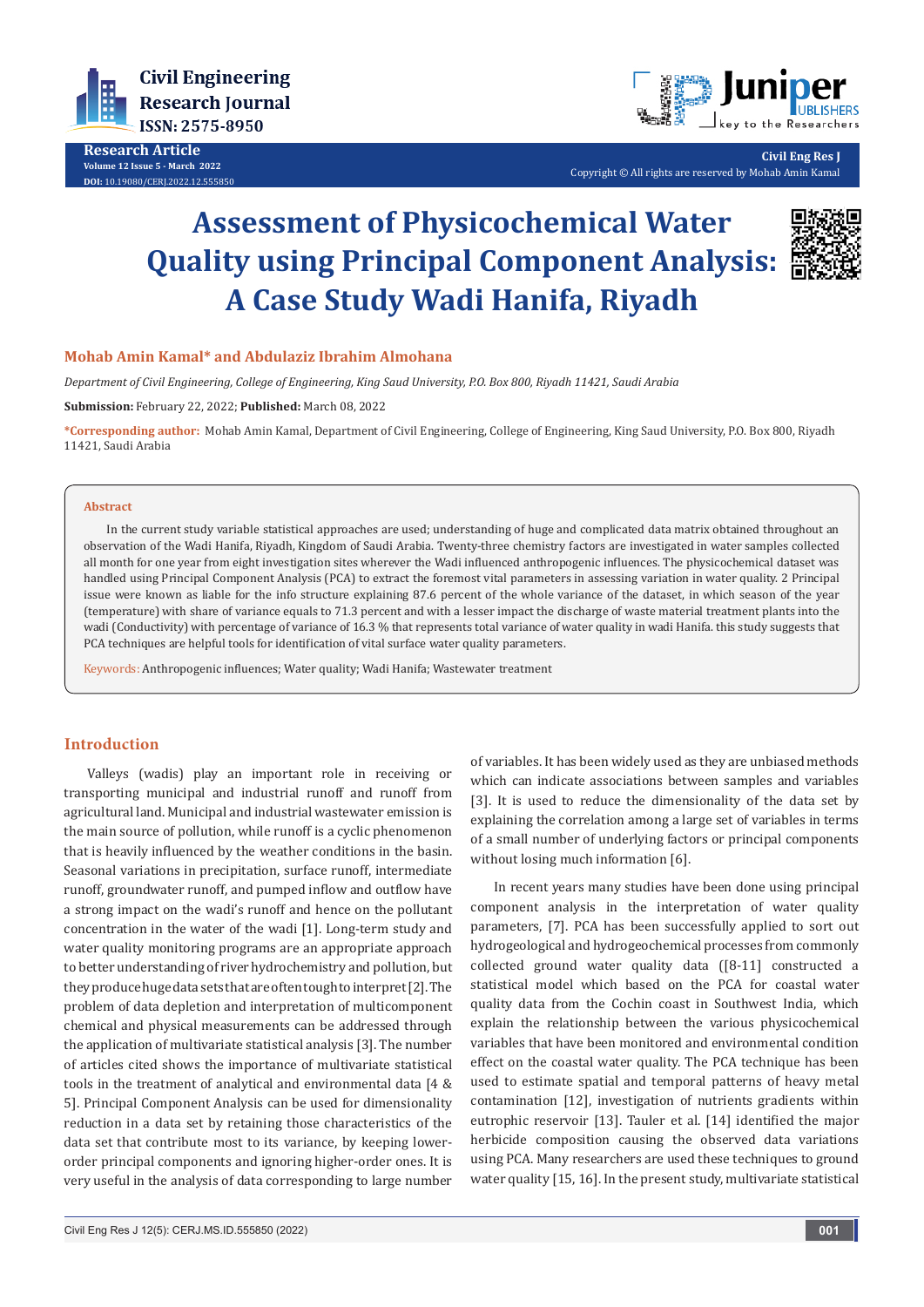# Assessment of Physicochemical Water Quality using Principal Component Analysis: A Case Study Wadi Hanifa, Riyadh

**Mohab Amin Kamal* and Abdulaziz Ibrahim Almohana**

*Department of Civil Engineering, College of Engineering, King Saud University, P.O. Box 800, Riyadh 11421, Saudi Arabia*

**Submission:** February 22, 2022; **Published:** March 08, 2022

***Corresponding author:** Mohab Amin Kamal, Department of Civil Engineering, College of Engineering, King Saud University, P.O. Box 800, Riyadh 11421, Saudi Arabia

### Abstract

In the current study variable statistical approaches are used; understanding of huge and complicated data matrix obtained throughout an observation of the Wadi Hanifa, Riyadh, Kingdom of Saudi Arabia. Twenty-three chemistry factors are investigated in water samples collected all month for one year from eight investigation sites wherever the Wadi influenced anthropogenic influences. The physicochemical dataset was handled using Principal Component Analysis (PCA) to extract the foremost vital parameters in assessing variation in water quality. 2 Principal issue were known as liable for the info structure explaining 87.6 percent of the whole variance of the dataset, in which season of the year (temperature) with share of variance equals to 71.3 percent and with a lesser impact the discharge of waste material treatment plants into the wadi (Conductivity) with percentage of variance of 16.3 % that represents total variance of water quality in wadi Hanifa. this study suggests that PCA techniques are helpful tools for identification of vital surface water quality parameters.

**Keywords:** Anthropogenic influences; Water quality; Wadi Hanifa; Wastewater treatment

## Introduction

Valleys (wadis) play an important role in receiving or transporting municipal and industrial runoff and runoff from agricultural land. Municipal and industrial wastewater emission is the main source of pollution, while runoff is a cyclic phenomenon that is heavily influenced by the weather conditions in the basin. Seasonal variations in precipitation, surface runoff, intermediate runoff, groundwater runoff, and pumped inflow and outflow have a strong impact on the wadi's runoff and hence on the pollutant concentration in the water of the wadi [1]. Long-term study and water quality monitoring programs are an appropriate approach to better understanding of river hydrochemistry and pollution, but they produce huge data sets that are often tough to interpret [2]. The problem of data depletion and interpretation of multicomponent chemical and physical measurements can be addressed through the application of multivariate statistical analysis [3]. The number of articles cited shows the importance of multivariate statistical tools in the treatment of analytical and environmental data [4 & 5]. Principal Component Analysis can be used for dimensionality reduction in a data set by retaining those characteristics of the data set that contribute most to its variance, by keeping lower-order principal components and ignoring higher-order ones. It is very useful in the analysis of data corresponding to large number of variables. It has been widely used as they are unbiased methods which can indicate associations between samples and variables [3]. It is used to reduce the dimensionality of the data set by explaining the correlation among a large set of variables in terms of a small number of underlying factors or principal components without losing much information [6].

In recent years many studies have been done using principal component analysis in the interpretation of water quality parameters, [7]. PCA has been successfully applied to sort out hydrogeological and hydrogeochemical processes from commonly collected ground water quality data ([8-11] constructed a statistical model which based on the PCA for coastal water quality data from the Cochin coast in Southwest India, which explain the relationship between the various physicochemical variables that have been monitored and environmental condition effect on the coastal water quality. The PCA technique has been used to estimate spatial and temporal patterns of heavy metal contamination [12], investigation of nutrients gradients within eutrophic reservoir [13]. Tauler et al. [14] identified the major herbicide composition causing the observed data variations using PCA. Many researchers are used these techniques to ground water quality [15, 16]. In the present study, multivariate statistical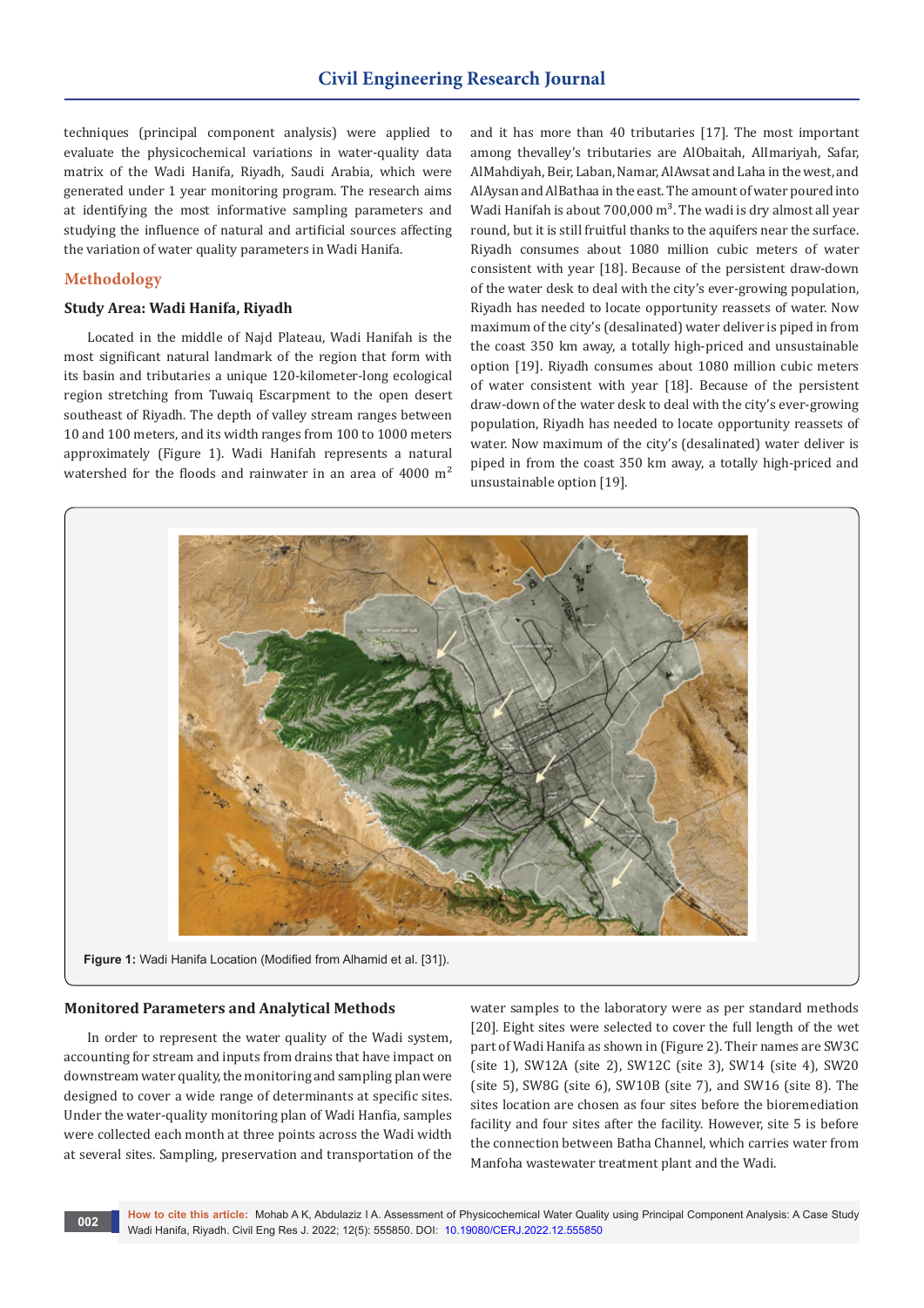techniques (principal component analysis) were applied to evaluate the physicochemical variations in water-quality data matrix of the Wadi Hanifa, Riyadh, Saudi Arabia, which were generated under 1 year monitoring program. The research aims at identifying the most informative sampling parameters and studying the influence of natural and artificial sources affecting the variation of water quality parameters in Wadi Hanifa.

## Methodology

### Study Area: Wadi Hanifa, Riyadh

Located in the middle of Najd Plateau, Wadi Hanifah is the most significant natural landmark of the region that form with its basin and tributaries a unique 120-kilometer-long ecological region stretching from Tuwaiq Escarpment to the open desert southeast of Riyadh. The depth of valley stream ranges between 10 and 100 meters, and its width ranges from 100 to 1000 meters approximately (Figure 1). Wadi Hanifah represents a natural watershed for the floods and rainwater in an area of 4000 $m^2$ and it has more than 40 tributaries [17]. The most important among thevalley's tributaries are AlObaitah, AlImariyah, Safar, AlMahdiyah, Beir, Laban, Namar, AlAwsat and Laha in the west, and AlAysan and AlBathaa in the east. The amount of water poured into Wadi Hanifah is about 700,000 $m^3$. The wadi is dry almost all year round, but it is still fruitful thanks to the aquifers near the surface. Riyadh consumes about 1080 million cubic meters of water consistent with year [18]. Because of the persistent draw-down of the water desk to deal with the city's ever-growing population, Riyadh has needed to locate opportunity reassets of water. Now maximum of the city's (desalinated) water deliver is piped in from the coast 350 km away, a totally high-priced and unsustainable option [19]. Riyadh consumes about 1080 million cubic meters of water consistent with year [18]. Because of the persistent draw-down of the water desk to deal with the city's ever-growing population, Riyadh has needed to locate opportunity reassets of water. Now maximum of the city's (desalinated) water deliver is piped in from the coast 350 km away, a totally high-priced and unsustainable option [19].

**Figure 1:** Wadi Hanifa Location (Modified from Alhamid et al. [31]).

### Monitored Parameters and Analytical Methods

In order to represent the water quality of the Wadi system, accounting for stream and inputs from drains that have impact on downstream water quality, the monitoring and sampling plan were designed to cover a wide range of determinants at specific sites. Under the water-quality monitoring plan of Wadi Hanfia, samples were collected each month at three points across the Wadi width at several sites. Sampling, preservation and transportation of the water samples to the laboratory were as per standard methods [20]. Eight sites were selected to cover the full length of the wet part of Wadi Hanifa as shown in (Figure 2). Their names are SW3C (site 1), SW12A (site 2), SW12C (site 3), SW14 (site 4), SW20 (site 5), SW8G (site 6), SW10B (site 7), and SW16 (site 8). The sites location are chosen as four sites before the bioremediation facility and four sites after the facility. However, site 5 is before the connection between Batha Channel, which carries water from Manfoha wastewater treatment plant and the Wadi.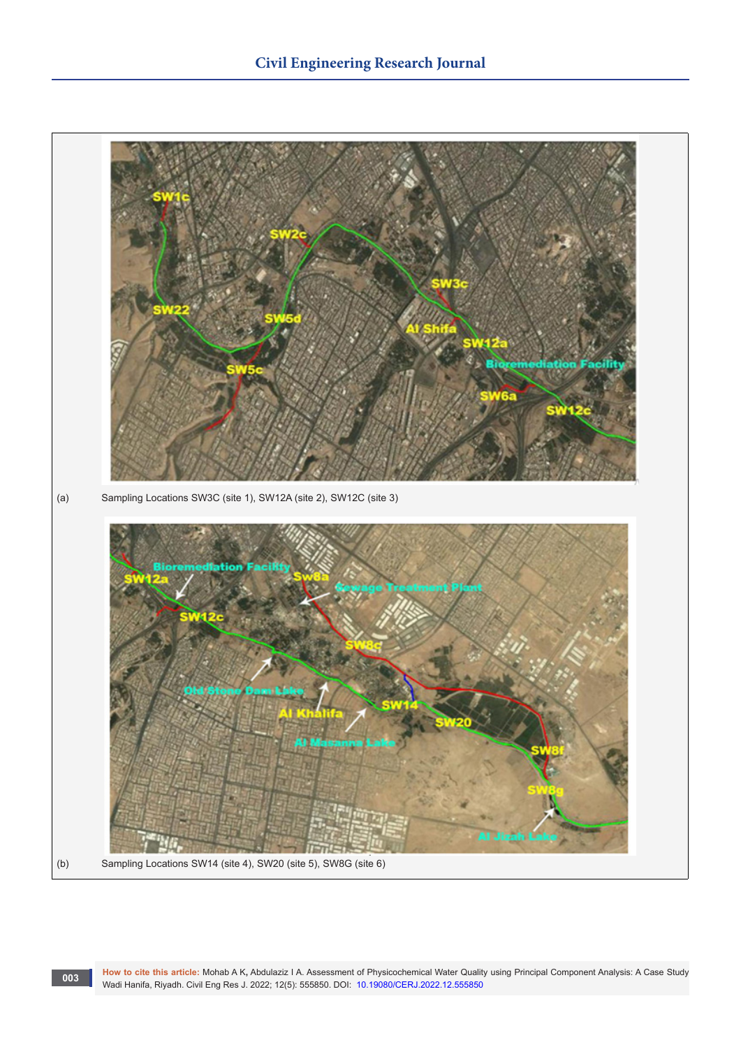(a) Sampling Locations SW3C (site 1), SW12A (site 2), SW12C (site 3)

(b) Sampling Locations SW14 (site 4), SW20 (site 5), SW8G (site 6)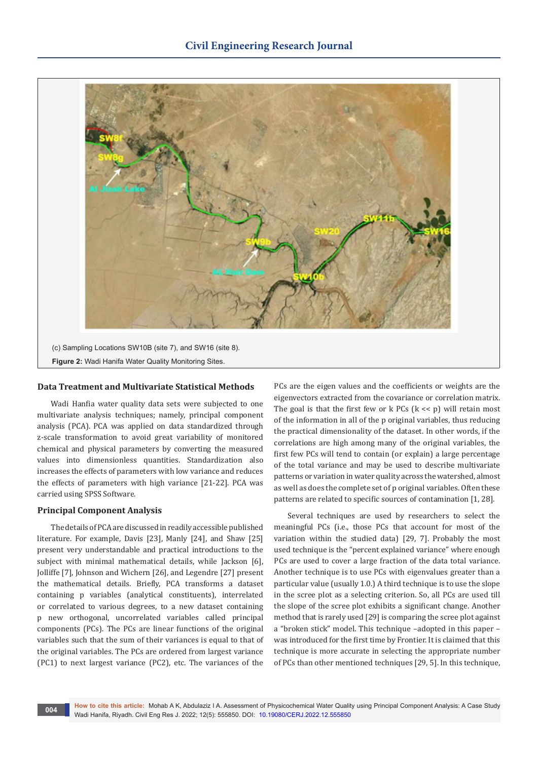(c) Sampling Locations SW10B (site 7), and SW16 (site 8).

**Figure 2:** Wadi Hanifa Water Quality Monitoring Sites.

## Data Treatment and Multivariate Statistical Methods

Wadi Hanfia water quality data sets were subjected to one multivariate analysis techniques; namely, principal component analysis (PCA). PCA was applied on data standardized through z-scale transformation to avoid great variability of monitored chemical and physical parameters by converting the measured values into dimensionless quantities. Standardization also increases the effects of parameters with low variance and reduces the effects of parameters with high variance [21-22]. PCA was carried using SPSS Software.

## Principal Component Analysis

The details of PCA are discussed in readily accessible published literature. For example, Davis [23], Manly [24], and Shaw [25] present very understandable and practical introductions to the subject with minimal mathematical details, while Jackson [6], Jolliffe [7], Johnson and Wichern [26], and Legendre [27] present the mathematical details. Briefly, PCA transforms a dataset containing p variables (analytical constituents), interrelated or correlated to various degrees, to a new dataset containing p new orthogonal, uncorrelated variables called principal components (PCs). The PCs are linear functions of the original variables such that the sum of their variances is equal to that of the original variables. The PCs are ordered from largest variance (PC1) to next largest variance (PC2), etc. The variances of the PCs are the eigen values and the coefficients or weights are the eigenvectors extracted from the covariance or correlation matrix. The goal is that the first few or k PCs (k << p) will retain most of the information in all of the p original variables, thus reducing the practical dimensionality of the dataset. In other words, if the correlations are high among many of the original variables, the first few PCs will tend to contain (or explain) a large percentage of the total variance and may be used to describe multivariate patterns or variation in water quality across the watershed, almost as well as does the complete set of p original variables. Often these patterns are related to specific sources of contamination [1, 28].

Several techniques are used by researchers to select the meaningful PCs (i.e., those PCs that account for most of the variation within the studied data) [29, 7]. Probably the most used technique is the "percent explained variance" where enough PCs are used to cover a large fraction of the data total variance. Another technique is to use PCs with eigenvalues greater than a particular value (usually 1.0.) A third technique is to use the slope in the scree plot as a selecting criterion. So, all PCs are used till the slope of the scree plot exhibits a significant change. Another method that is rarely used [29] is comparing the scree plot against a "broken stick" model. This technique –adopted in this paper –was introduced for the first time by Frontier. It is claimed that this technique is more accurate in selecting the appropriate number of PCs than other mentioned techniques [29, 5]. In this technique,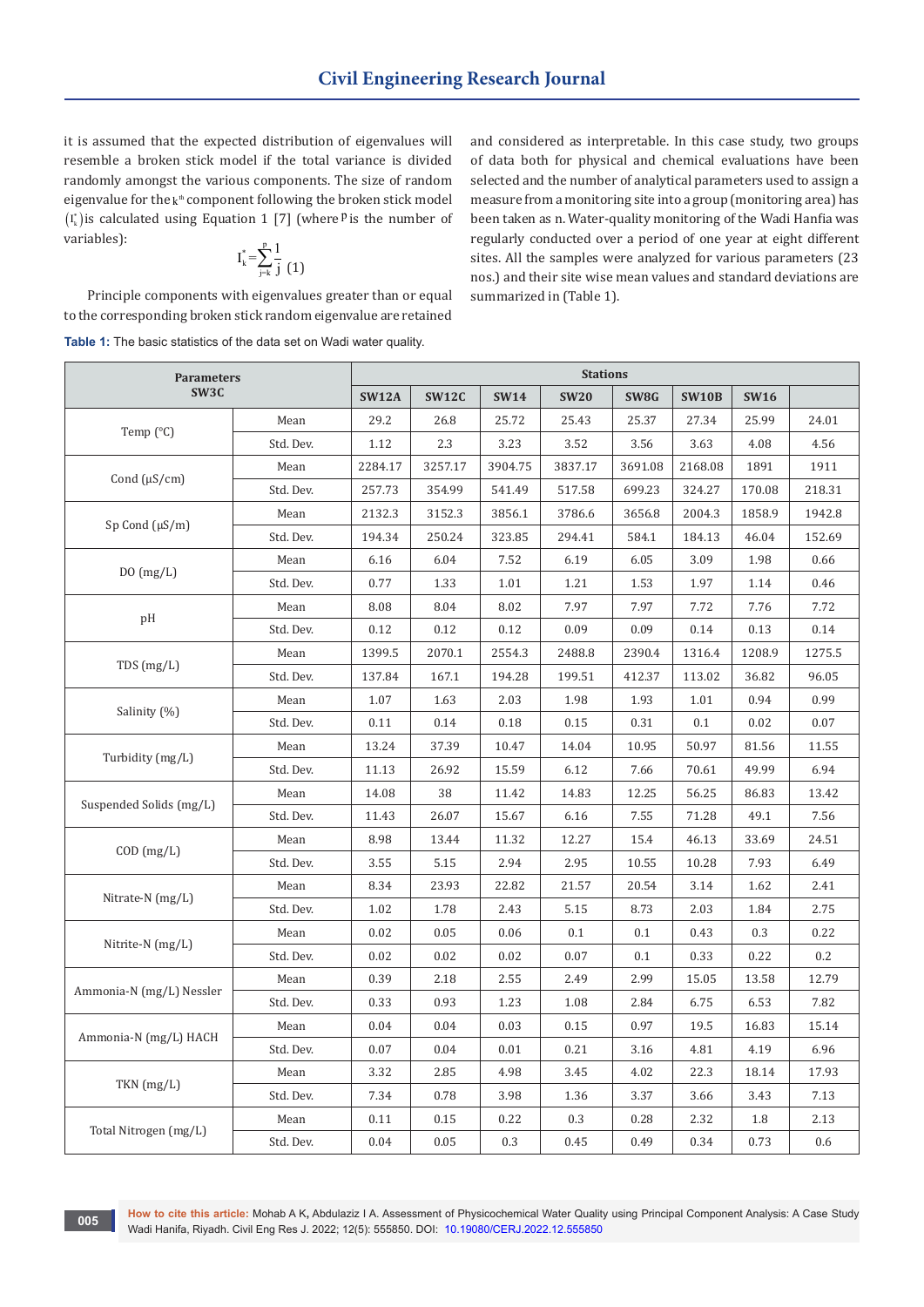it is assumed that the expected distribution of eigenvalues will resemble a broken stick model if the total variance is divided randomly amongst the various components. The size of random eigenvalue for the $k^{th}$ component following the broken stick model ($I_k^*$) is calculated using Equation 1 [7] (where $p$ is the number of variables):

$$I_k^* = \sum_{j=k}^{p} \frac{1}{j} \quad (1)$$

Principle components with eigenvalues greater than or equal to the corresponding broken stick random eigenvalue are retained and considered as interpretable. In this case study, two groups of data both for physical and chemical evaluations have been selected and the number of analytical parameters used to assign a measure from a monitoring site into a group (monitoring area) has been taken as n. Water-quality monitoring of the Wadi Hanfia was regularly conducted over a period of one year at eight different sites. All the samples were analyzed for various parameters (23 nos.) and their site wise mean values and standard deviations are summarized in (Table 1).

**Table 1:** The basic statistics of the data set on Wadi water quality.

| Parameters SW3C | | Stations | | | | | | | |
|---|---|---|---|---|---|---|---|---|---|
| | | SW12A | SW12C | SW14 | SW20 | SW8G | SW10B | SW16 | |
| Temp (°C) | Mean | 29.2 | 26.8 | 25.72 | 25.43 | 25.37 | 27.34 | 25.99 | 24.01 |
| | Std. Dev. | 1.12 | 2.3 | 3.23 | 3.52 | 3.56 | 3.63 | 4.08 | 4.56 |
| Cond (µS/cm) | Mean | 2284.17 | 3257.17 | 3904.75 | 3837.17 | 3691.08 | 2168.08 | 1891 | 1911 |
| | Std. Dev. | 257.73 | 354.99 | 541.49 | 517.58 | 699.23 | 324.27 | 170.08 | 218.31 |
| Sp Cond (µS/m) | Mean | 2132.3 | 3152.3 | 3856.1 | 3786.6 | 3656.8 | 2004.3 | 1858.9 | 1942.8 |
| | Std. Dev. | 194.34 | 250.24 | 323.85 | 294.41 | 584.1 | 184.13 | 46.04 | 152.69 |
| DO (mg/L) | Mean | 6.16 | 6.04 | 7.52 | 6.19 | 6.05 | 3.09 | 1.98 | 0.66 |
| | Std. Dev. | 0.77 | 1.33 | 1.01 | 1.21 | 1.53 | 1.97 | 1.14 | 0.46 |
| pH | Mean | 8.08 | 8.04 | 8.02 | 7.97 | 7.97 | 7.72 | 7.76 | 7.72 |
| | Std. Dev. | 0.12 | 0.12 | 0.12 | 0.09 | 0.09 | 0.14 | 0.13 | 0.14 |
| TDS (mg/L) | Mean | 1399.5 | 2070.1 | 2554.3 | 2488.8 | 2390.4 | 1316.4 | 1208.9 | 1275.5 |
| | Std. Dev. | 137.84 | 167.1 | 194.28 | 199.51 | 412.37 | 113.02 | 36.82 | 96.05 |
| Salinity (%) | Mean | 1.07 | 1.63 | 2.03 | 1.98 | 1.93 | 1.01 | 0.94 | 0.99 |
| | Std. Dev. | 0.11 | 0.14 | 0.18 | 0.15 | 0.31 | 0.1 | 0.02 | 0.07 |
| Turbidity (mg/L) | Mean | 13.24 | 37.39 | 10.47 | 14.04 | 10.95 | 50.97 | 81.56 | 11.55 |
| | Std. Dev. | 11.13 | 26.92 | 15.59 | 6.12 | 7.66 | 70.61 | 49.99 | 6.94 |
| Suspended Solids (mg/L) | Mean | 14.08 | 38 | 11.42 | 14.83 | 12.25 | 56.25 | 86.83 | 13.42 |
| | Std. Dev. | 11.43 | 26.07 | 15.67 | 6.16 | 7.55 | 71.28 | 49.1 | 7.56 |
| COD (mg/L) | Mean | 8.98 | 13.44 | 11.32 | 12.27 | 15.4 | 46.13 | 33.69 | 24.51 |
| | Std. Dev. | 3.55 | 5.15 | 2.94 | 2.95 | 10.55 | 10.28 | 7.93 | 6.49 |
| Nitrate-N (mg/L) | Mean | 8.34 | 23.93 | 22.82 | 21.57 | 20.54 | 3.14 | 1.62 | 2.41 |
| | Std. Dev. | 1.02 | 1.78 | 2.43 | 5.15 | 8.73 | 2.03 | 1.84 | 2.75 |
| Nitrite-N (mg/L) | Mean | 0.02 | 0.05 | 0.06 | 0.1 | 0.1 | 0.43 | 0.3 | 0.22 |
| | Std. Dev. | 0.02 | 0.02 | 0.02 | 0.07 | 0.1 | 0.33 | 0.22 | 0.2 |
| Ammonia-N (mg/L) Nessler | Mean | 0.39 | 2.18 | 2.55 | 2.49 | 2.99 | 15.05 | 13.58 | 12.79 |
| | Std. Dev. | 0.33 | 0.93 | 1.23 | 1.08 | 2.84 | 6.75 | 6.53 | 7.82 |
| Ammonia-N (mg/L) HACH | Mean | 0.04 | 0.04 | 0.03 | 0.15 | 0.97 | 19.5 | 16.83 | 15.14 |
| | Std. Dev. | 0.07 | 0.04 | 0.01 | 0.21 | 3.16 | 4.81 | 4.19 | 6.96 |
| TKN (mg/L) | Mean | 3.32 | 2.85 | 4.98 | 3.45 | 4.02 | 22.3 | 18.14 | 17.93 |
| | Std. Dev. | 7.34 | 0.78 | 3.98 | 1.36 | 3.37 | 3.66 | 3.43 | 7.13 |
| Total Nitrogen (mg/L) | Mean | 0.11 | 0.15 | 0.22 | 0.3 | 0.28 | 2.32 | 1.8 | 2.13 |
| | Std. Dev. | 0.04 | 0.05 | 0.3 | 0.45 | 0.49 | 0.34 | 0.73 | 0.6 |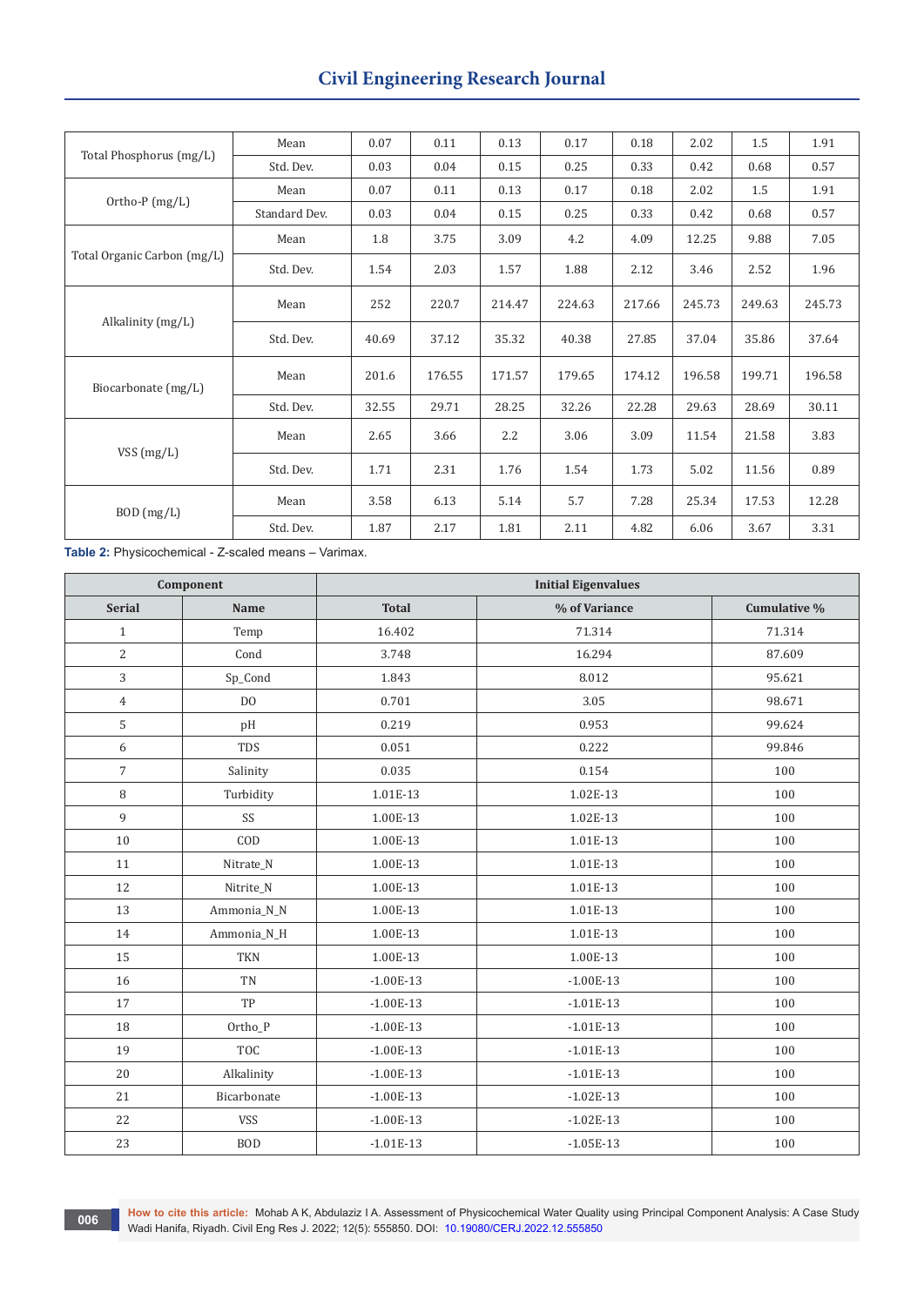| | | | | | | | | | |
|---|---|---|---|---|---|---|---|---|---|
| Total Phosphorus (mg/L) | Mean | 0.07 | 0.11 | 0.13 | 0.17 | 0.18 | 2.02 | 1.5 | 1.91 |
| | Std. Dev. | 0.03 | 0.04 | 0.15 | 0.25 | 0.33 | 0.42 | 0.68 | 0.57 |
| Ortho-P (mg/L) | Mean | 0.07 | 0.11 | 0.13 | 0.17 | 0.18 | 2.02 | 1.5 | 1.91 |
| | Standard Dev. | 0.03 | 0.04 | 0.15 | 0.25 | 0.33 | 0.42 | 0.68 | 0.57 |
| Total Organic Carbon (mg/L) | Mean | 1.8 | 3.75 | 3.09 | 4.2 | 4.09 | 12.25 | 9.88 | 7.05 |
| | Std. Dev. | 1.54 | 2.03 | 1.57 | 1.88 | 2.12 | 3.46 | 2.52 | 1.96 |
| Alkalinity (mg/L) | Mean | 252 | 220.7 | 214.47 | 224.63 | 217.66 | 245.73 | 249.63 | 245.73 |
| | Std. Dev. | 40.69 | 37.12 | 35.32 | 40.38 | 27.85 | 37.04 | 35.86 | 37.64 |
| Biocarbonate (mg/L) | Mean | 201.6 | 176.55 | 171.57 | 179.65 | 174.12 | 196.58 | 199.71 | 196.58 |
| | Std. Dev. | 32.55 | 29.71 | 28.25 | 32.26 | 22.28 | 29.63 | 28.69 | 30.11 |
| VSS (mg/L) | Mean | 2.65 | 3.66 | 2.2 | 3.06 | 3.09 | 11.54 | 21.58 | 3.83 |
| | Std. Dev. | 1.71 | 2.31 | 1.76 | 1.54 | 1.73 | 5.02 | 11.56 | 0.89 |
| BOD (mg/L) | Mean | 3.58 | 6.13 | 5.14 | 5.7 | 7.28 | 25.34 | 17.53 | 12.28 |
| | Std. Dev. | 1.87 | 2.17 | 1.81 | 2.11 | 4.82 | 6.06 | 3.67 | 3.31 |

**Table 2:** Physicochemical - Z-scaled means – Varimax.

| Component | | Initial Eigenvalues | | |
|---|---|---|---|---|
| **Serial** | **Name** | **Total** | **% of Variance** | **Cumulative %** |
| 1 | Temp | 16.402 | 71.314 | 71.314 |
| 2 | Cond | 3.748 | 16.294 | 87.609 |
| 3 | Sp_Cond | 1.843 | 8.012 | 95.621 |
| 4 | DO | 0.701 | 3.05 | 98.671 |
| 5 | pH | 0.219 | 0.953 | 99.624 |
| 6 | TDS | 0.051 | 0.222 | 99.846 |
| 7 | Salinity | 0.035 | 0.154 | 100 |
| 8 | Turbidity | 1.01E-13 | 1.02E-13 | 100 |
| 9 | SS | 1.00E-13 | 1.02E-13 | 100 |
| 10 | COD | 1.00E-13 | 1.01E-13 | 100 |
| 11 | Nitrate_N | 1.00E-13 | 1.01E-13 | 100 |
| 12 | Nitrite_N | 1.00E-13 | 1.01E-13 | 100 |
| 13 | Ammonia_N_N | 1.00E-13 | 1.01E-13 | 100 |
| 14 | Ammonia_N_H | 1.00E-13 | 1.01E-13 | 100 |
| 15 | TKN | 1.00E-13 | 1.00E-13 | 100 |
| 16 | TN | -1.00E-13 | -1.00E-13 | 100 |
| 17 | TP | -1.00E-13 | -1.01E-13 | 100 |
| 18 | Ortho_P | -1.00E-13 | -1.01E-13 | 100 |
| 19 | TOC | -1.00E-13 | -1.01E-13 | 100 |
| 20 | Alkalinity | -1.00E-13 | -1.01E-13 | 100 |
| 21 | Bicarbonate | -1.00E-13 | -1.02E-13 | 100 |
| 22 | VSS | -1.00E-13 | -1.02E-13 | 100 |
| 23 | BOD | -1.01E-13 | -1.05E-13 | 100 |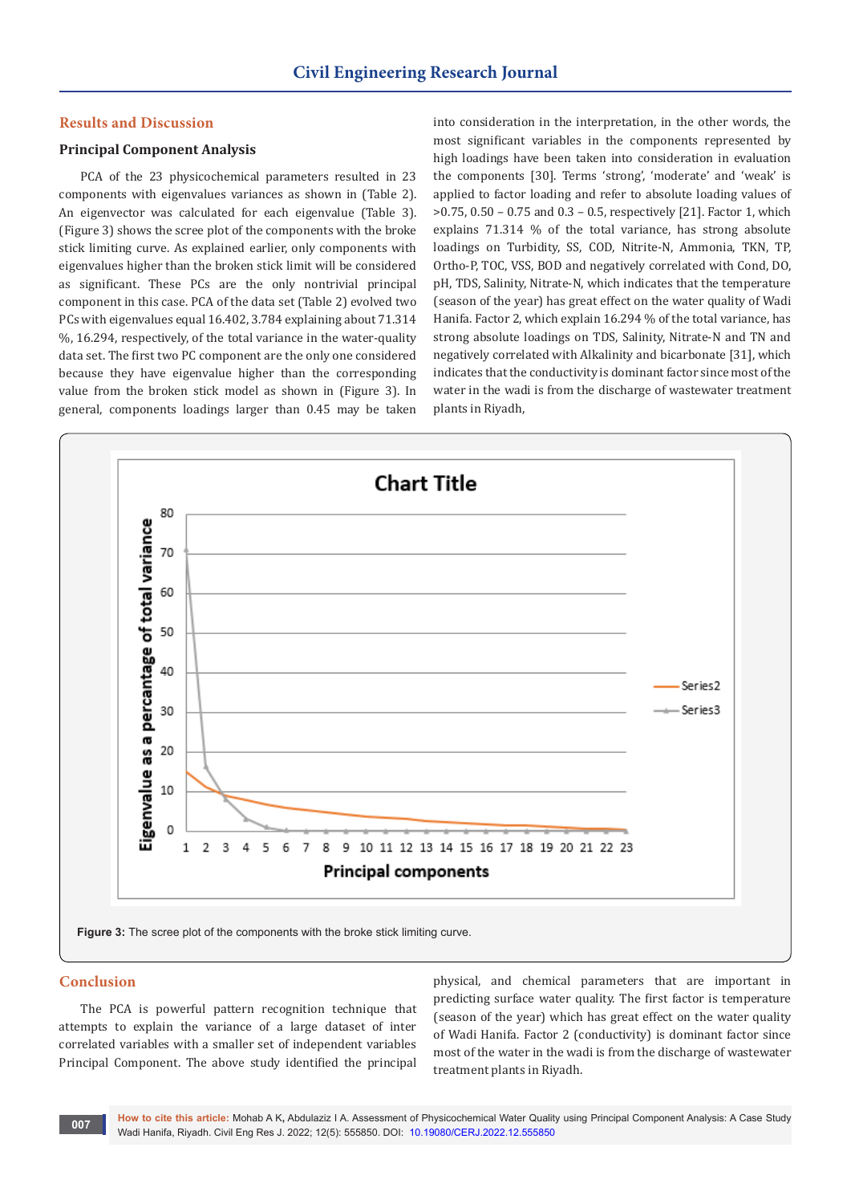## Results and Discussion

### Principal Component Analysis

PCA of the 23 physicochemical parameters resulted in 23 components with eigenvalues variances as shown in (Table 2). An eigenvector was calculated for each eigenvalue (Table 3). (Figure 3) shows the scree plot of the components with the broke stick limiting curve. As explained earlier, only components with eigenvalues higher than the broken stick limit will be considered as significant. These PCs are the only nontrivial principal component in this case. PCA of the data set (Table 2) evolved two PCs with eigenvalues equal 16.402, 3.784 explaining about 71.314 %, 16.294, respectively, of the total variance in the water-quality data set. The first two PC component are the only one considered because they have eigenvalue higher than the corresponding value from the broken stick model as shown in (Figure 3). In general, components loadings larger than 0.45 may be taken into consideration in the interpretation, in the other words, the most significant variables in the components represented by high loadings have been taken into consideration in evaluation the components [30]. Terms 'strong', 'moderate' and 'weak' is applied to factor loading and refer to absolute loading values of >0.75, 0.50 – 0.75 and 0.3 – 0.5, respectively [21]. Factor 1, which explains 71.314 % of the total variance, has strong absolute loadings on Turbidity, SS, COD, Nitrite-N, Ammonia, TKN, TP, Ortho-P, TOC, VSS, BOD and negatively correlated with Cond, DO, pH, TDS, Salinity, Nitrate-N, which indicates that the temperature (season of the year) has great effect on the water quality of Wadi Hanifa. Factor 2, which explain 16.294 % of the total variance, has strong absolute loadings on TDS, Salinity, Nitrate-N and TN and negatively correlated with Alkalinity and bicarbonate [31], which indicates that the conductivity is dominant factor since most of the water in the wadi is from the discharge of wastewater treatment plants in Riyadh,

**Figure 3:** The scree plot of the components with the broke stick limiting curve.

## Conclusion

The PCA is powerful pattern recognition technique that attempts to explain the variance of a large dataset of inter correlated variables with a smaller set of independent variables Principal Component. The above study identified the principal physical, and chemical parameters that are important in predicting surface water quality. The first factor is temperature (season of the year) which has great effect on the water quality of Wadi Hanifa. Factor 2 (conductivity) is dominant factor since most of the water in the wadi is from the discharge of wastewater treatment plants in Riyadh.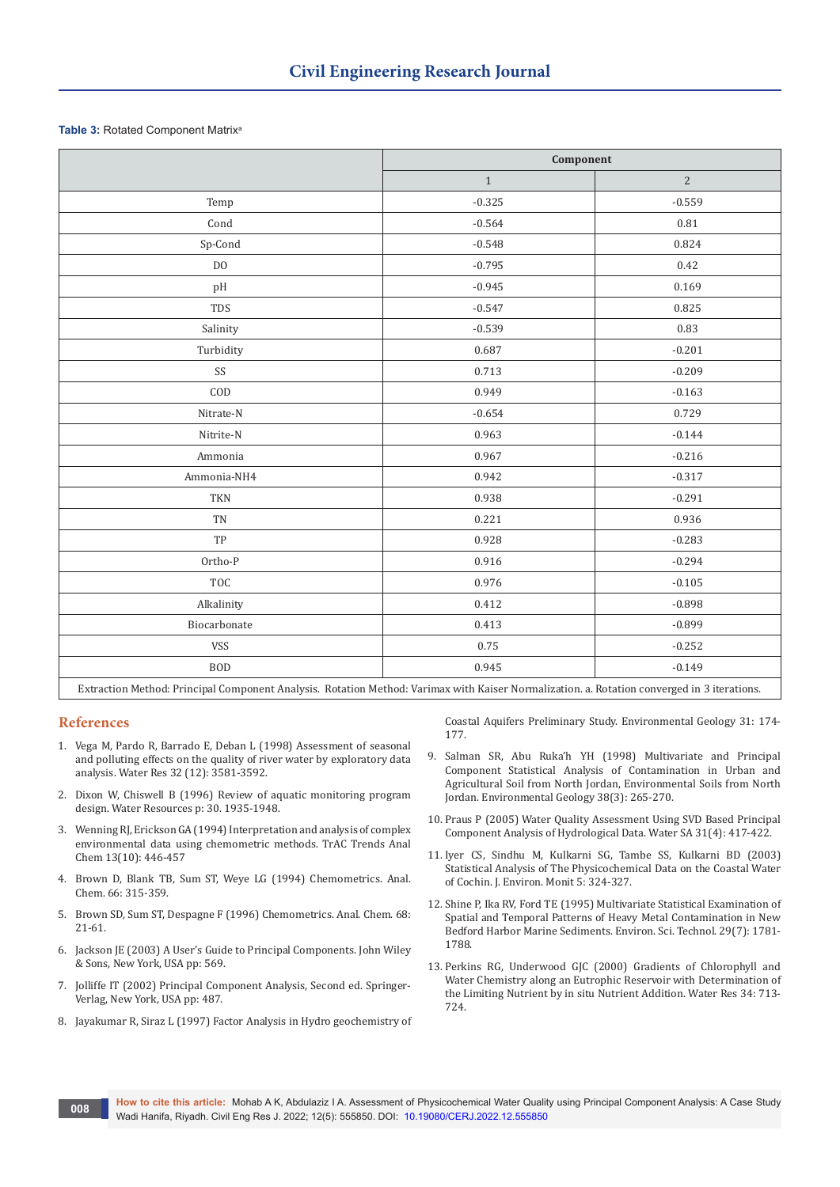**Table 3:** Rotated Component Matrix[a]

| | Component | |
|---|---|---|
| | 1 | 2 |
| Temp | -0.325 | -0.559 |
| Cond | -0.564 | 0.81 |
| Sp-Cond | -0.548 | 0.824 |
| DO | -0.795 | 0.42 |
| pH | -0.945 | 0.169 |
| TDS | -0.547 | 0.825 |
| Salinity | -0.539 | 0.83 |
| Turbidity | 0.687 | -0.201 |
| SS | 0.713 | -0.209 |
| COD | 0.949 | -0.163 |
| Nitrate-N | -0.654 | 0.729 |
| Nitrite-N | 0.963 | -0.144 |
| Ammonia | 0.967 | -0.216 |
| Ammonia-NH4 | 0.942 | -0.317 |
| TKN | 0.938 | -0.291 |
| TN | 0.221 | 0.936 |
| TP | 0.928 | -0.283 |
| Ortho-P | 0.916 | -0.294 |
| TOC | 0.976 | -0.105 |
| Alkalinity | 0.412 | -0.898 |
| Biocarbonate | 0.413 | -0.899 |
| VSS | 0.75 | -0.252 |
| BOD | 0.945 | -0.149 |

Extraction Method: Principal Component Analysis. Rotation Method: Varimax with Kaiser Normalization. a. Rotation converged in 3 iterations.

## References

1. Vega M, Pardo R, Barrado E, Deban L (1998) Assessment of seasonal and polluting effects on the quality of river water by exploratory data analysis. Water Res 32 (12): 3581-3592.
2. Dixon W, Chiswell B (1996) Review of aquatic monitoring program design. Water Resources p: 30. 1935-1948.
3. Wenning RJ, Erickson GA (1994) Interpretation and analysis of complex environmental data using chemometric methods. TrAC Trends Anal Chem 13(10): 446-457
4. Brown D, Blank TB, Sum ST, Weye LG (1994) Chemometrics. Anal. Chem. 66: 315-359.
5. Brown SD, Sum ST, Despagne F (1996) Chemometrics. Anal. Chem. 68: 21-61.
6. Jackson JE (2003) A User's Guide to Principal Components. John Wiley & Sons, New York, USA pp: 569.
7. Jolliffe IT (2002) Principal Component Analysis, Second ed. Springer-Verlag, New York, USA pp: 487.
8. Jayakumar R, Siraz L (1997) Factor Analysis in Hydro geochemistry of Coastal Aquifers Preliminary Study. Environmental Geology 31: 174-177.
9. Salman SR, Abu Ruka'h YH (1998) Multivariate and Principal Component Statistical Analysis of Contamination in Urban and Agricultural Soil from North Jordan, Environmental Soils from North Jordan. Environmental Geology 38(3): 265-270.
10. Praus P (2005) Water Quality Assessment Using SVD Based Principal Component Analysis of Hydrological Data. Water SA 31(4): 417-422.
11. Iyer CS, Sindhu M, Kulkarni SG, Tambe SS, Kulkarni BD (2003) Statistical Analysis of The Physicochemical Data on the Coastal Water of Cochin. J. Environ. Monit 5: 324-327.
12. Shine P, Ika RV, Ford TE (1995) Multivariate Statistical Examination of Spatial and Temporal Patterns of Heavy Metal Contamination in New Bedford Harbor Marine Sediments. Environ. Sci. Technol. 29(7): 1781-1788.
13. Perkins RG, Underwood GJC (2000) Gradients of Chlorophyll and Water Chemistry along an Eutrophic Reservoir with Determination of the Limiting Nutrient by in situ Nutrient Addition. Water Res 34: 713-724.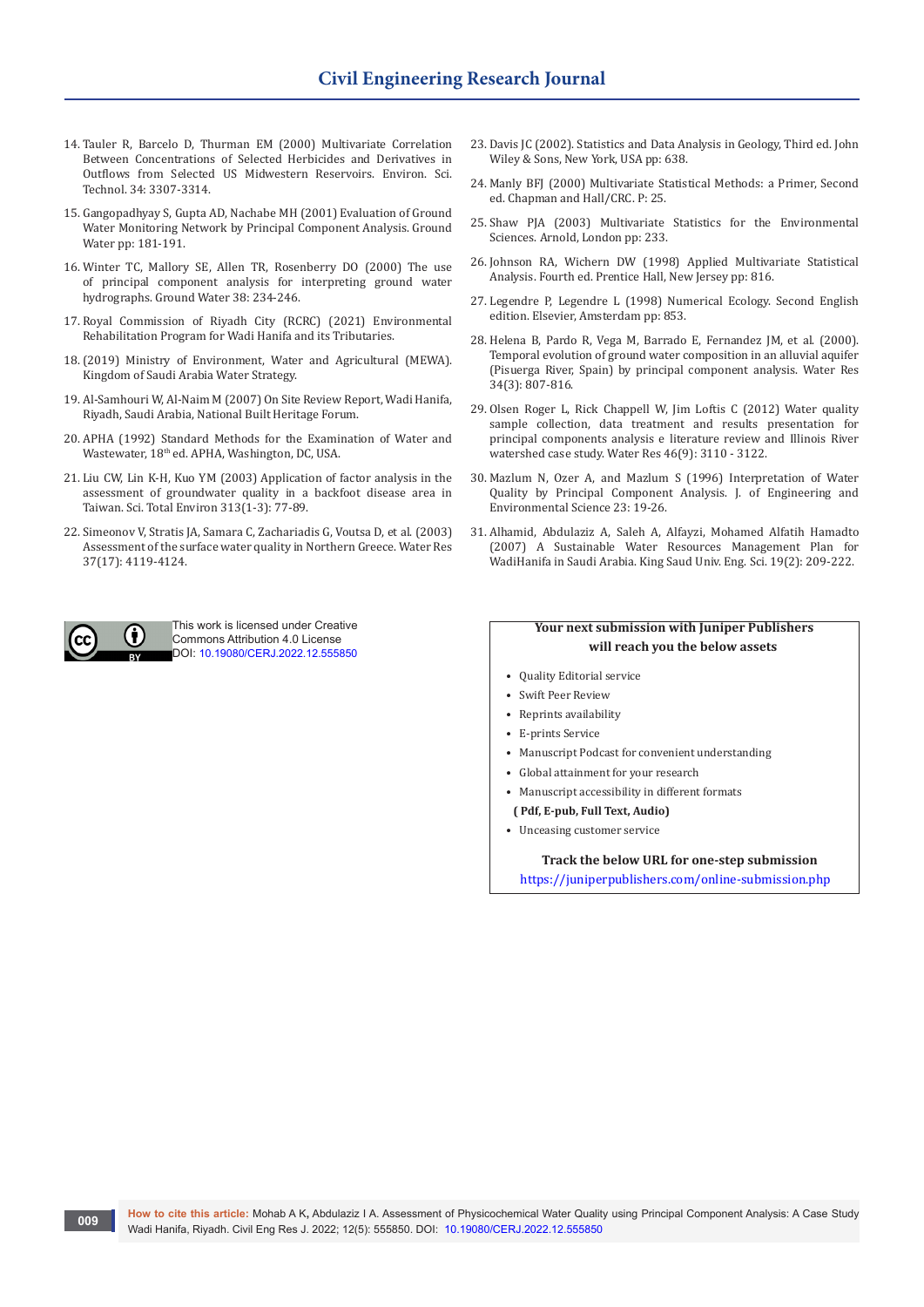14. Tauler R, Barcelo D, Thurman EM (2000) Multivariate Correlation Between Concentrations of Selected Herbicides and Derivatives in Outflows from Selected US Midwestern Reservoirs. Environ. Sci. Technol. 34: 3307-3314.
15. Gangopadhyay S, Gupta AD, Nachabe MH (2001) Evaluation of Ground Water Monitoring Network by Principal Component Analysis. Ground Water pp: 181-191.
16. Winter TC, Mallory SE, Allen TR, Rosenberry DO (2000) The use of principal component analysis for interpreting ground water hydrographs. Ground Water 38: 234-246.
17. Royal Commission of Riyadh City (RCRC) (2021) Environmental Rehabilitation Program for Wadi Hanifa and its Tributaries.
18. (2019) Ministry of Environment, Water and Agricultural (MEWA). Kingdom of Saudi Arabia Water Strategy.
19. Al-Samhouri W, Al-Naim M (2007) On Site Review Report, Wadi Hanifa, Riyadh, Saudi Arabia, National Built Heritage Forum.
20. APHA (1992) Standard Methods for the Examination of Water and Wastewater, 18th ed. APHA, Washington, DC, USA.
21. Liu CW, Lin K-H, Kuo YM (2003) Application of factor analysis in the assessment of groundwater quality in a backfoot disease area in Taiwan. Sci. Total Environ 313(1-3): 77-89.
22. Simeonov V, Stratis JA, Samara C, Zachariadis G, Voutsa D, et al. (2003) Assessment of the surface water quality in Northern Greece. Water Res 37(17): 4119-4124.
23. Davis JC (2002). Statistics and Data Analysis in Geology, Third ed. John Wiley & Sons, New York, USA pp: 638.
24. Manly BFJ (2000) Multivariate Statistical Methods: a Primer, Second ed. Chapman and Hall/CRC. P: 25.
25. Shaw PJA (2003) Multivariate Statistics for the Environmental Sciences. Arnold, London pp: 233.
26. Johnson RA, Wichern DW (1998) Applied Multivariate Statistical Analysis. Fourth ed. Prentice Hall, New Jersey pp: 816.
27. Legendre P, Legendre L (1998) Numerical Ecology. Second English edition. Elsevier, Amsterdam pp: 853.
28. Helena B, Pardo R, Vega M, Barrado E, Fernandez JM, et al. (2000). Temporal evolution of ground water composition in an alluvial aquifer (Pisuerga River, Spain) by principal component analysis. Water Res 34(3): 807-816.
29. Olsen Roger L, Rick Chappell W, Jim Loftis C (2012) Water quality sample collection, data treatment and results presentation for principal components analysis e literature review and Illinois River watershed case study. Water Res 46(9): 3110 - 3122.
30. Mazlum N, Ozer A, and Mazlum S (1996) Interpretation of Water Quality by Principal Component Analysis. J. of Engineering and Environmental Science 23: 19-26.
31. Alhamid, Abdulaziz A, Saleh A, Alfayzi, Mohamed Alfatih Hamadto (2007) A Sustainable Water Resources Management Plan for WadiHanifa in Saudi Arabia. King Saud Univ. Eng. Sci. 19(2): 209-222.

This work is licensed under Creative Commons Attribution 4.0 License
DOI: 10.19080/CERJ.2022.12.555850

**Your next submission with Juniper Publishers will reach you the below assets**

- Quality Editorial service
- Swift Peer Review
- Reprints availability
- E-prints Service
- Manuscript Podcast for convenient understanding
- Global attainment for your research
- Manuscript accessibility in different formats

**( Pdf, E-pub, Full Text, Audio)**

- Unceasing customer service

**Track the below URL for one-step submission**
https://juniperpublishers.com/online-submission.php